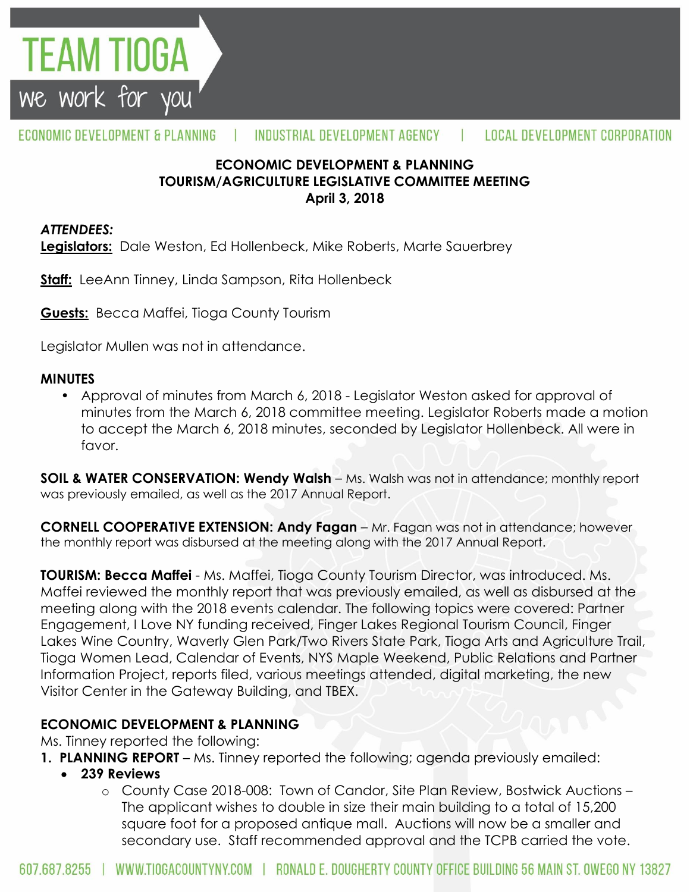# TEAM TIOGA

we work for you

ECONOMIC DEVELOPMENT & PLANNING | INDUSTRIAL DEVELOPMENT AGENCY | LOCAL DEVELOPMENT CORPORATION

**ECONOMIC DEVELOPMENT & PLANNING**
**TOURISM/AGRICULTURE LEGISLATIVE COMMITTEE MEETING**
**April 3, 2018**

***ATTENDEES:***

**Legislators:** Dale Weston, Ed Hollenbeck, Mike Roberts, Marte Sauerbrey

**Staff:** LeeAnn Tinney, Linda Sampson, Rita Hollenbeck

**Guests:** Becca Maffei, Tioga County Tourism

Legislator Mullen was not in attendance.

**MINUTES**

- Approval of minutes from March 6, 2018 - Legislator Weston asked for approval of minutes from the March 6, 2018 committee meeting. Legislator Roberts made a motion to accept the March 6, 2018 minutes, seconded by Legislator Hollenbeck. All were in favor.

**SOIL & WATER CONSERVATION: Wendy Walsh** – Ms. Walsh was not in attendance; monthly report was previously emailed, as well as the 2017 Annual Report.

**CORNELL COOPERATIVE EXTENSION: Andy Fagan** – Mr. Fagan was not in attendance; however the monthly report was disbursed at the meeting along with the 2017 Annual Report.

**TOURISM: Becca Maffei** - Ms. Maffei, Tioga County Tourism Director, was introduced. Ms. Maffei reviewed the monthly report that was previously emailed, as well as disbursed at the meeting along with the 2018 events calendar. The following topics were covered: Partner Engagement, I Love NY funding received, Finger Lakes Regional Tourism Council, Finger Lakes Wine Country, Waverly Glen Park/Two Rivers State Park, Tioga Arts and Agriculture Trail, Tioga Women Lead, Calendar of Events, NYS Maple Weekend, Public Relations and Partner Information Project, reports filed, various meetings attended, digital marketing, the new Visitor Center in the Gateway Building, and TBEX.

**ECONOMIC DEVELOPMENT & PLANNING**

Ms. Tinney reported the following:

1. **PLANNING REPORT** – Ms. Tinney reported the following; agenda previously emailed:
   - **239 Reviews**
     - County Case 2018-008: Town of Candor, Site Plan Review, Bostwick Auctions – The applicant wishes to double in size their main building to a total of 15,200 square foot for a proposed antique mall. Auctions will now be a smaller and secondary use. Staff recommended approval and the TCPB carried the vote.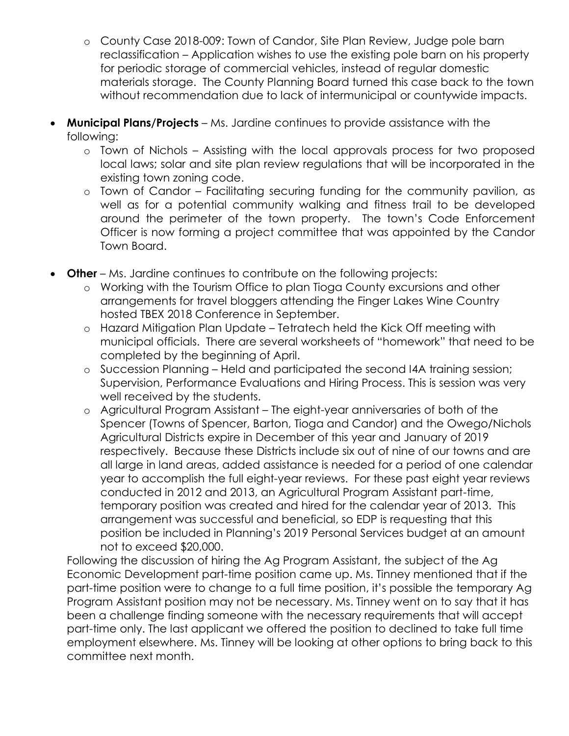- County Case 2018-009: Town of Candor, Site Plan Review, Judge pole barn reclassification – Application wishes to use the existing pole barn on his property for periodic storage of commercial vehicles, instead of regular domestic materials storage. The County Planning Board turned this case back to the town without recommendation due to lack of intermunicipal or countywide impacts.

- **Municipal Plans/Projects** – Ms. Jardine continues to provide assistance with the following:
  - Town of Nichols – Assisting with the local approvals process for two proposed local laws; solar and site plan review regulations that will be incorporated in the existing town zoning code.
  - Town of Candor – Facilitating securing funding for the community pavilion, as well as for a potential community walking and fitness trail to be developed around the perimeter of the town property. The town's Code Enforcement Officer is now forming a project committee that was appointed by the Candor Town Board.

- **Other** – Ms. Jardine continues to contribute on the following projects:
  - Working with the Tourism Office to plan Tioga County excursions and other arrangements for travel bloggers attending the Finger Lakes Wine Country hosted TBEX 2018 Conference in September.
  - Hazard Mitigation Plan Update – Tetratech held the Kick Off meeting with municipal officials. There are several worksheets of "homework" that need to be completed by the beginning of April.
  - Succession Planning – Held and participated the second I4A training session; Supervision, Performance Evaluations and Hiring Process. This is session was very well received by the students.
  - Agricultural Program Assistant – The eight-year anniversaries of both of the Spencer (Towns of Spencer, Barton, Tioga and Candor) and the Owego/Nichols Agricultural Districts expire in December of this year and January of 2019 respectively. Because these Districts include six out of nine of our towns and are all large in land areas, added assistance is needed for a period of one calendar year to accomplish the full eight-year reviews. For these past eight year reviews conducted in 2012 and 2013, an Agricultural Program Assistant part-time, temporary position was created and hired for the calendar year of 2013. This arrangement was successful and beneficial, so EDP is requesting that this position be included in Planning's 2019 Personal Services budget at an amount not to exceed $20,000.

  Following the discussion of hiring the Ag Program Assistant, the subject of the Ag Economic Development part-time position came up. Ms. Tinney mentioned that if the part-time position were to change to a full time position, it's possible the temporary Ag Program Assistant position may not be necessary. Ms. Tinney went on to say that it has been a challenge finding someone with the necessary requirements that will accept part-time only. The last applicant we offered the position to declined to take full time employment elsewhere. Ms. Tinney will be looking at other options to bring back to this committee next month.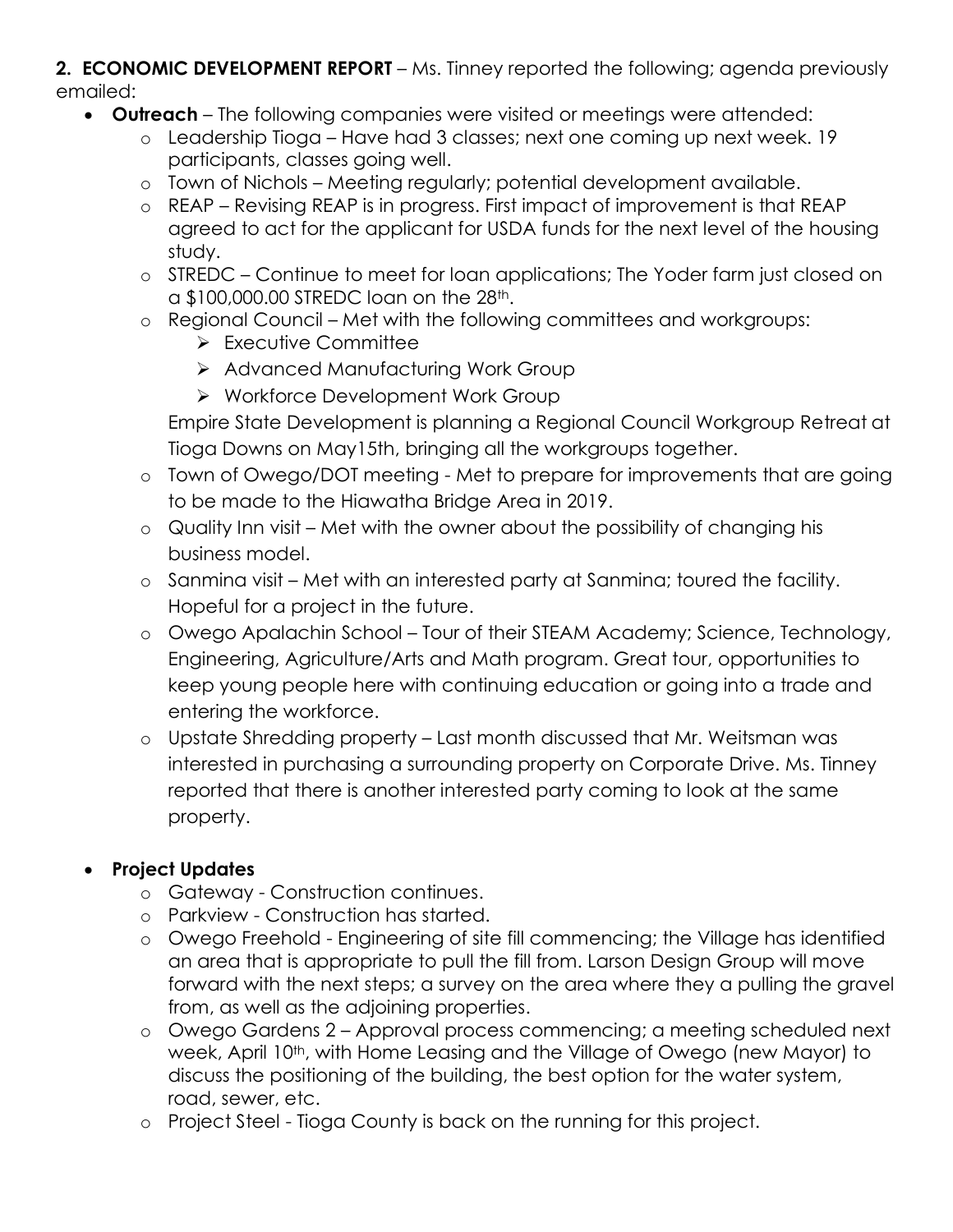**2. ECONOMIC DEVELOPMENT REPORT** – Ms. Tinney reported the following; agenda previously emailed:

- **Outreach** – The following companies were visited or meetings were attended:
  - Leadership Tioga – Have had 3 classes; next one coming up next week. 19 participants, classes going well.
  - Town of Nichols – Meeting regularly; potential development available.
  - REAP – Revising REAP is in progress. First impact of improvement is that REAP agreed to act for the applicant for USDA funds for the next level of the housing study.
  - STREDC – Continue to meet for loan applications; The Yoder farm just closed on a $100,000.00 STREDC loan on the 28th.
  - Regional Council – Met with the following committees and workgroups:
    - Executive Committee
    - Advanced Manufacturing Work Group
    - Workforce Development Work Group

    Empire State Development is planning a Regional Council Workgroup Retreat at Tioga Downs on May15th, bringing all the workgroups together.
  - Town of Owego/DOT meeting - Met to prepare for improvements that are going to be made to the Hiawatha Bridge Area in 2019.
  - Quality Inn visit – Met with the owner about the possibility of changing his business model.
  - Sanmina visit – Met with an interested party at Sanmina; toured the facility. Hopeful for a project in the future.
  - Owego Apalachin School – Tour of their STEAM Academy; Science, Technology, Engineering, Agriculture/Arts and Math program. Great tour, opportunities to keep young people here with continuing education or going into a trade and entering the workforce.
  - Upstate Shredding property – Last month discussed that Mr. Weitsman was interested in purchasing a surrounding property on Corporate Drive. Ms. Tinney reported that there is another interested party coming to look at the same property.

- **Project Updates**
  - Gateway - Construction continues.
  - Parkview - Construction has started.
  - Owego Freehold - Engineering of site fill commencing; the Village has identified an area that is appropriate to pull the fill from. Larson Design Group will move forward with the next steps; a survey on the area where they a pulling the gravel from, as well as the adjoining properties.
  - Owego Gardens 2 – Approval process commencing; a meeting scheduled next week, April 10th, with Home Leasing and the Village of Owego (new Mayor) to discuss the positioning of the building, the best option for the water system, road, sewer, etc.
  - Project Steel - Tioga County is back on the running for this project.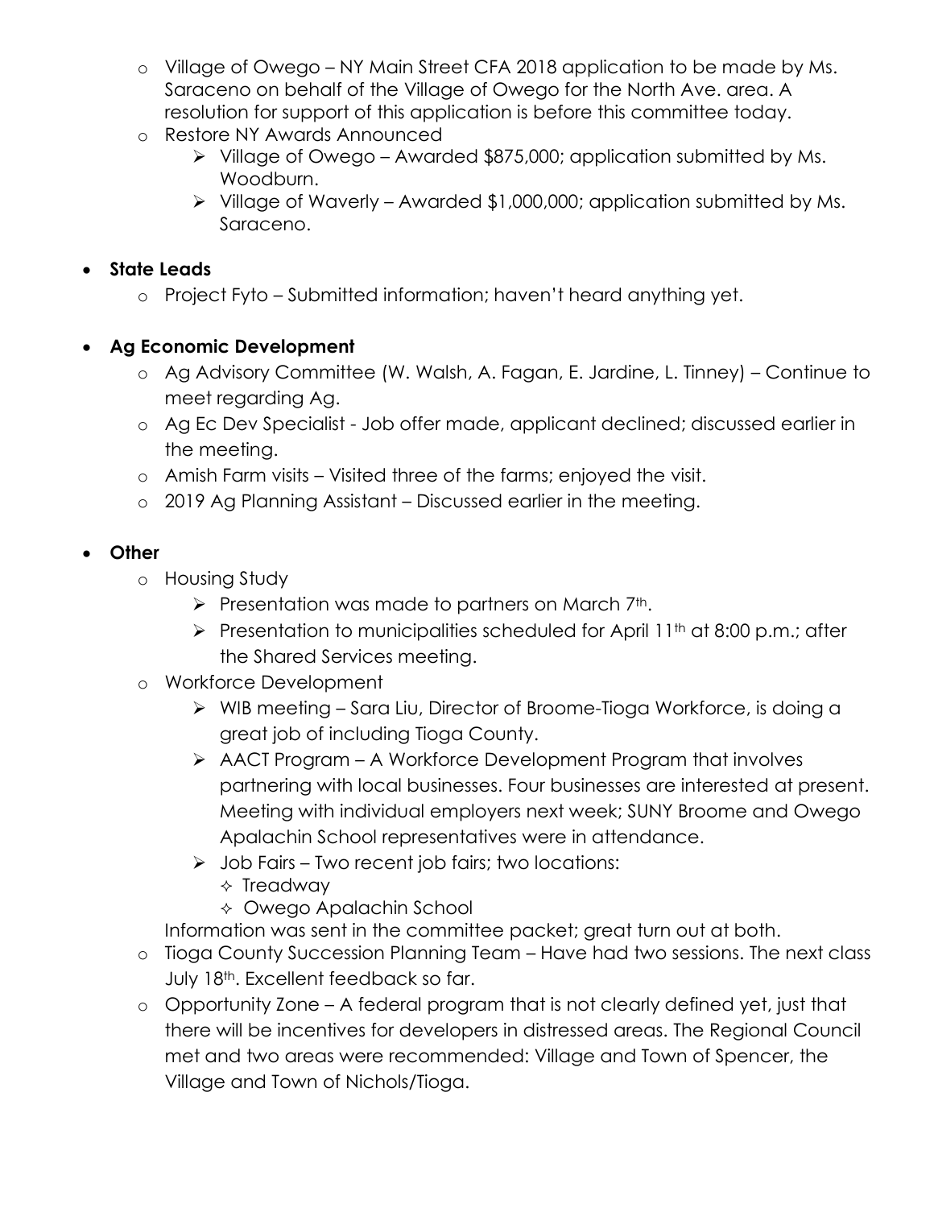- Village of Owego – NY Main Street CFA 2018 application to be made by Ms. Saraceno on behalf of the Village of Owego for the North Ave. area. A resolution for support of this application is before this committee today.
  - Restore NY Awards Announced
    - Village of Owego – Awarded $875,000; application submitted by Ms. Woodburn.
    - Village of Waverly – Awarded $1,000,000; application submitted by Ms. Saraceno.

- **State Leads**
  - Project Fyto – Submitted information; haven't heard anything yet.

- **Ag Economic Development**
  - Ag Advisory Committee (W. Walsh, A. Fagan, E. Jardine, L. Tinney) – Continue to meet regarding Ag.
  - Ag Ec Dev Specialist - Job offer made, applicant declined; discussed earlier in the meeting.
  - Amish Farm visits – Visited three of the farms; enjoyed the visit.
  - 2019 Ag Planning Assistant – Discussed earlier in the meeting.

- **Other**
  - Housing Study
    - Presentation was made to partners on March 7th.
    - Presentation to municipalities scheduled for April 11th at 8:00 p.m.; after the Shared Services meeting.
  - Workforce Development
    - WIB meeting – Sara Liu, Director of Broome-Tioga Workforce, is doing a great job of including Tioga County.
    - AACT Program – A Workforce Development Program that involves partnering with local businesses. Four businesses are interested at present. Meeting with individual employers next week; SUNY Broome and Owego Apalachin School representatives were in attendance.
    - Job Fairs – Two recent job fairs; two locations:
      - Treadway
      - Owego Apalachin School

    Information was sent in the committee packet; great turn out at both.
  - Tioga County Succession Planning Team – Have had two sessions. The next class July 18th. Excellent feedback so far.
  - Opportunity Zone – A federal program that is not clearly defined yet, just that there will be incentives for developers in distressed areas. The Regional Council met and two areas were recommended: Village and Town of Spencer, the Village and Town of Nichols/Tioga.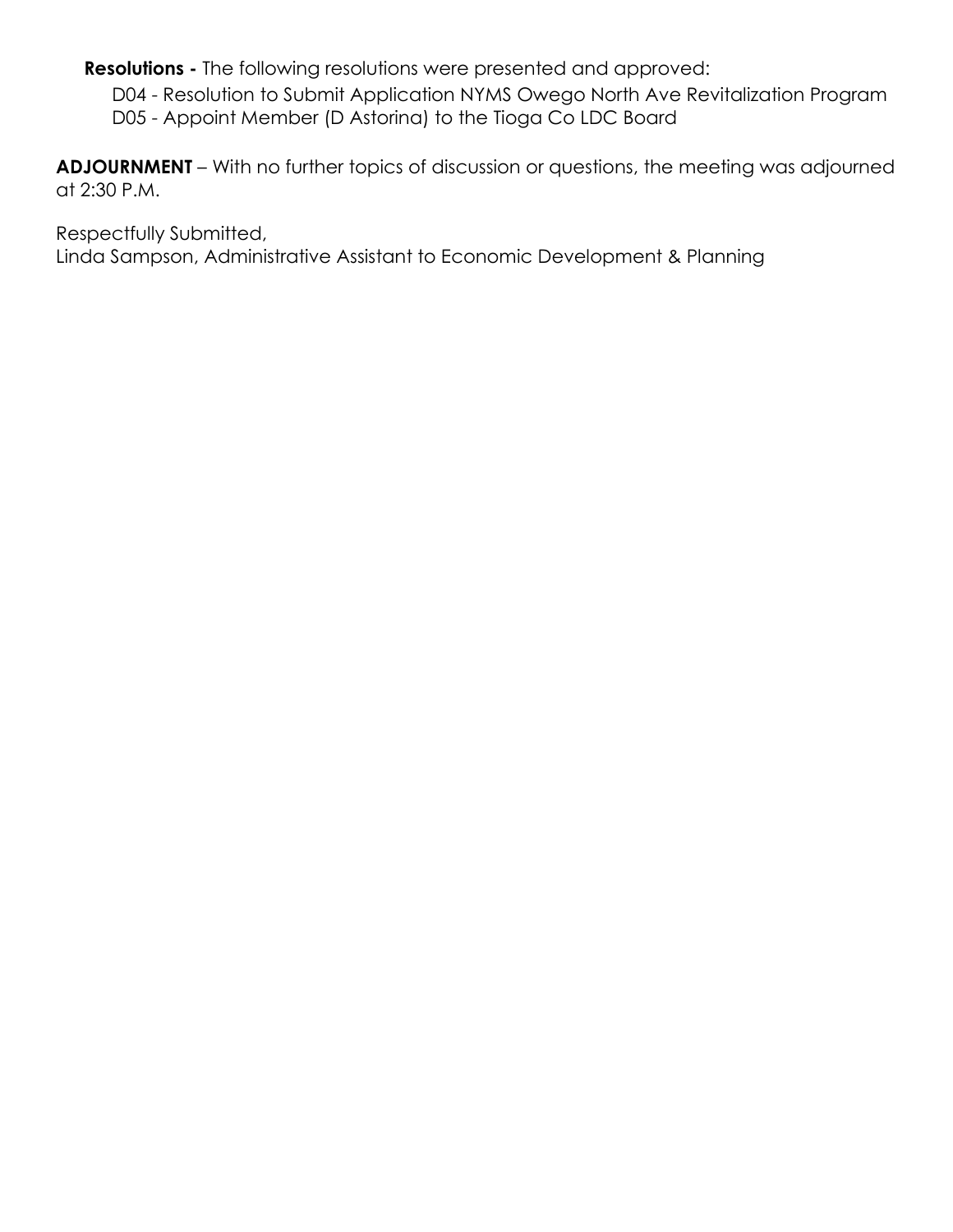**Resolutions -** The following resolutions were presented and approved:

D04 - Resolution to Submit Application NYMS Owego North Ave Revitalization Program
D05 - Appoint Member (D Astorina) to the Tioga Co LDC Board

**ADJOURNMENT** – With no further topics of discussion or questions, the meeting was adjourned at 2:30 P.M.

Respectfully Submitted,
Linda Sampson, Administrative Assistant to Economic Development & Planning